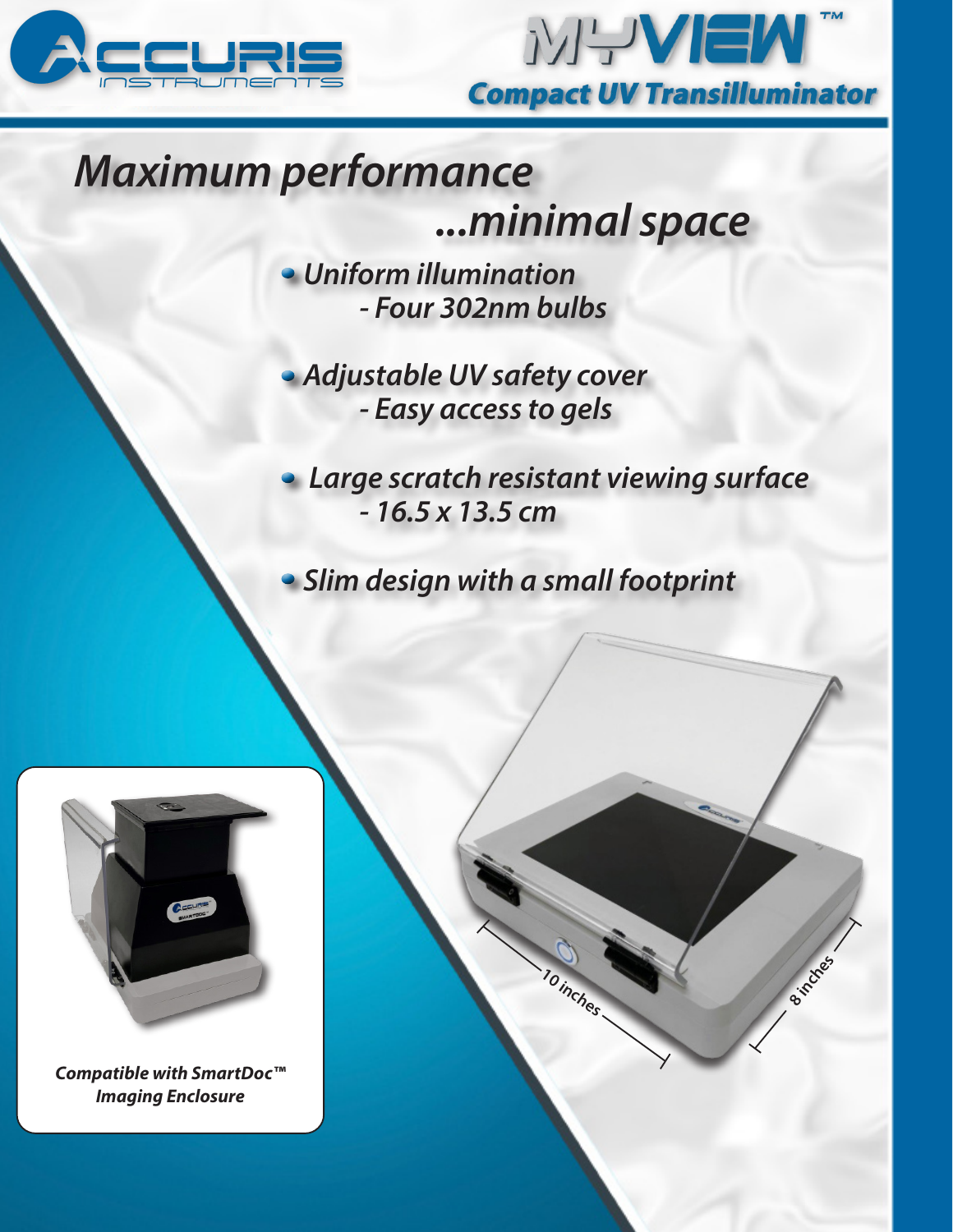# ACCURIS INSTRUMENTS

# MYVIEW™

## Compact UV Transilluminator

# *Maximum performance ...minimal space*

- *Uniform illumination*
  - *Four 302nm bulbs*
- *Adjustable UV safety cover*
  - *Easy access to gels*
- *Large scratch resistant viewing surface*
  - *16.5 x 13.5 cm*
- *Slim design with a small footprint*

10 inches

8 inches

***Compatible with SmartDoc™ Imaging Enclosure***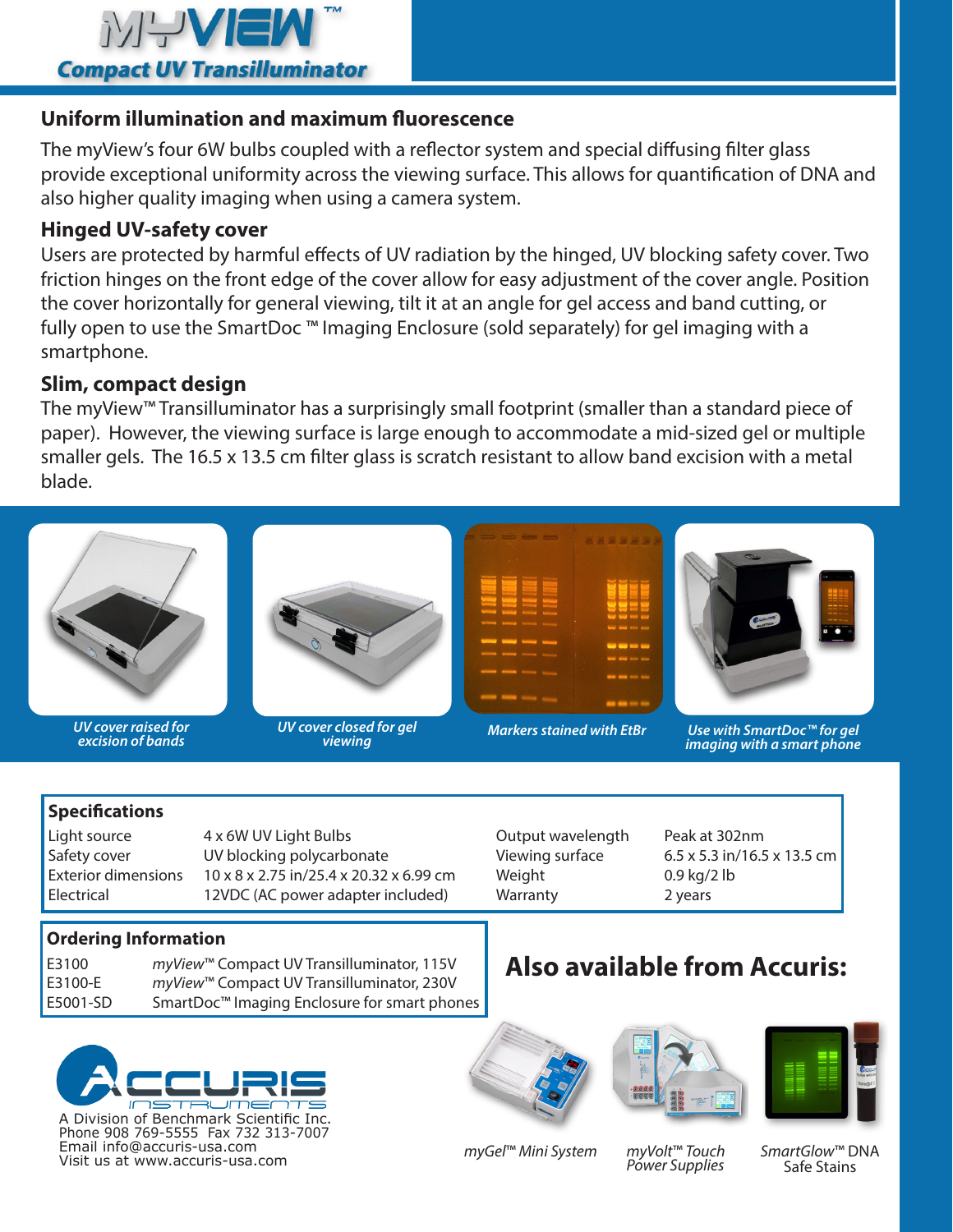# myVIEW™

## Compact UV Transilluminator

### Uniform illumination and maximum fluorescence

The myView's four 6W bulbs coupled with a reflector system and special diffusing filter glass provide exceptional uniformity across the viewing surface. This allows for quantification of DNA and also higher quality imaging when using a camera system.

### Hinged UV-safety cover

Users are protected by harmful effects of UV radiation by the hinged, UV blocking safety cover. Two friction hinges on the front edge of the cover allow for easy adjustment of the cover angle. Position the cover horizontally for general viewing, tilt it at an angle for gel access and band cutting, or fully open to use the SmartDoc ™ Imaging Enclosure (sold separately) for gel imaging with a smartphone.

### Slim, compact design

The myView™ Transilluminator has a surprisingly small footprint (smaller than a standard piece of paper). However, the viewing surface is large enough to accommodate a mid-sized gel or multiple smaller gels. The 16.5 x 13.5 cm filter glass is scratch resistant to allow band excision with a metal blade.

*UV cover raised for excision of bands*

*UV cover closed for gel viewing*

*Markers stained with EtBr*

*Use with SmartDoc™ for gel imaging with a smart phone*

### Specifications

| | | | |
|---|---|---|---|
| Light source | 4 x 6W UV Light Bulbs | Output wavelength | Peak at 302nm |
| Safety cover | UV blocking polycarbonate | Viewing surface | 6.5 x 5.3 in/16.5 x 13.5 cm |
| Exterior dimensions | 10 x 8 x 2.75 in/25.4 x 20.32 x 6.99 cm | Weight | 0.9 kg/2 lb |
| Electrical | 12VDC (AC power adapter included) | Warranty | 2 years |

### Ordering Information

| | |
|---|---|
| E3100 | *myView™ Compact UV Transilluminator, 115V* |
| E3100-E | *myView™ Compact UV Transilluminator, 230V* |
| E5001-SD | SmartDoc™ Imaging Enclosure for smart phones |

## Also available from Accuris:

*myGel™ Mini System*

*myVolt™ Touch Power Supplies*

*SmartGlow™ DNA* Safe Stains

ACCURIS INSTRUMENTS

A Division of Benchmark Scientific Inc.
Phone 908 769-5555 Fax 732 313-7007
Email info@accuris-usa.com
Visit us at www.accuris-usa.com